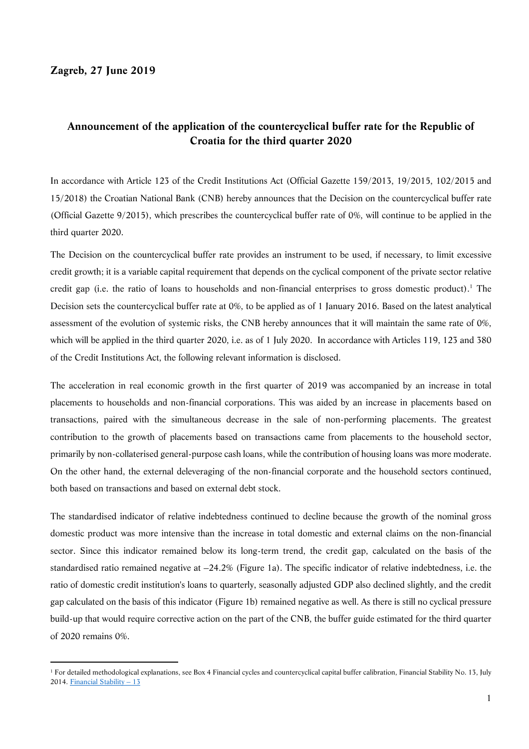**Zagreb, 27 June 2019**

## Announcement of the application of the countercyclical buffer rate for the Republic of Croatia for the third quarter 2020

In accordance with Article 123 of the Credit Institutions Act (Official Gazette 159/2013, 19/2015, 102/2015 and 15/2018) the Croatian National Bank (CNB) hereby announces that the Decision on the countercyclical buffer rate (Official Gazette 9/2015), which prescribes the countercyclical buffer rate of 0%, will continue to be applied in the third quarter 2020.

The Decision on the countercyclical buffer rate provides an instrument to be used, if necessary, to limit excessive credit growth; it is a variable capital requirement that depends on the cyclical component of the private sector relative credit gap (i.e. the ratio of loans to households and non-financial enterprises to gross domestic product).[1] The Decision sets the countercyclical buffer rate at 0%, to be applied as of 1 January 2016. Based on the latest analytical assessment of the evolution of systemic risks, the CNB hereby announces that it will maintain the same rate of 0%, which will be applied in the third quarter 2020, i.e. as of 1 July 2020. In accordance with Articles 119, 123 and 380 of the Credit Institutions Act, the following relevant information is disclosed.

The acceleration in real economic growth in the first quarter of 2019 was accompanied by an increase in total placements to households and non-financial corporations. This was aided by an increase in placements based on transactions, paired with the simultaneous decrease in the sale of non-performing placements. The greatest contribution to the growth of placements based on transactions came from placements to the household sector, primarily by non-collaterised general-purpose cash loans, while the contribution of housing loans was more moderate. On the other hand, the external deleveraging of the non-financial corporate and the household sectors continued, both based on transactions and based on external debt stock.

The standardised indicator of relative indebtedness continued to decline because the growth of the nominal gross domestic product was more intensive than the increase in total domestic and external claims on the non-financial sector. Since this indicator remained below its long-term trend, the credit gap, calculated on the basis of the standardised ratio remained negative at –24.2% (Figure 1a). The specific indicator of relative indebtedness, i.e. the ratio of domestic credit institution's loans to quarterly, seasonally adjusted GDP also declined slightly, and the credit gap calculated on the basis of this indicator (Figure 1b) remained negative as well. As there is still no cyclical pressure build-up that would require corrective action on the part of the CNB, the buffer guide estimated for the third quarter of 2020 remains 0%.

[1] For detailed methodological explanations, see Box 4 Financial cycles and countercyclical capital buffer calibration, Financial Stability No. 13, July 2014. Financial Stability – 13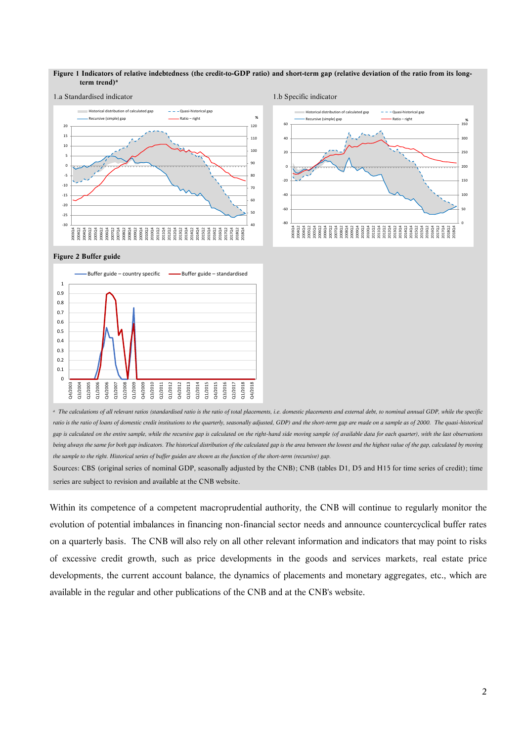**Figure 1 Indicators of relative indebtedness (the credit-to-GDP ratio) and short-term gap (relative deviation of the ratio from its long-term trend)**[a]

1.a Standardised indicator

Historical distribution of calculated gap
Quasi-historical gap
Recursive (simple) gap
Ratio – right

%

20
15
10
5
0
-5
-10
-15
-20
-25
-30

120
110
100
90
80
70
60
50
40

2003Q4 2004Q2 2004Q4 2005Q2 2005Q4 2006Q2 2006Q4 2007Q2 2007Q4 2008Q2 2008Q4 2009Q2 2009Q4 2010Q2 2010Q4 2011Q2 2011Q4 2012Q2 2012Q4 2013Q2 2013Q4 2014Q2 2014Q4 2015Q2 2015Q4 2016Q2 2016Q4 2017Q2 2017Q4 2018Q2 2018Q4

1.b Specific indicator

Historical distribution of calculated gap
Quasi-historical gap
Recursive (simple) gap
Ratio – right

%

60
40
20
0
-20
-40
-60
-80

350
300
250
200
150
100
50
0

2003Q4 2004Q2 2004Q4 2005Q2 2005Q4 2006Q2 2006Q4 2007Q2 2007Q4 2008Q2 2008Q4 2009Q2 2009Q4 2010Q2 2010Q4 2011Q2 2011Q4 2012Q2 2012Q4 2013Q2 2013Q4 2014Q2 2014Q4 2015Q2 2015Q4 2016Q2 2016Q4 2017Q2 2017Q4 2018Q2 2018Q4

**Figure 2 Buffer guide**

Buffer guide – country specific
Buffer guide – standardised

1
0.9
0.8
0.7
0.6
0.5
0.4
0.3
0.2
0.1
0

Q4/2003 Q3/2004 Q2/2005 Q1/2006 Q4/2006 Q3/2007 Q2/2008 Q1/2009 Q4/2009 Q3/2010 Q2/2011 Q1/2012 Q4/2012 Q3/2013 Q2/2014 Q1/2015 Q4/2015 Q3/2016 Q2/2017 Q1/2018 Q4/2018

[a] *The calculations of all relevant ratios (standardised ratio is the ratio of total placements, i.e. domestic placements and external debt, to nominal annual GDP, while the specific ratio is the ratio of loans of domestic credit institutions to the quarterly, seasonally adjusted, GDP) and the short-term gap are made on a sample as of 2000. The quasi-historical gap is calculated on the entire sample, while the recursive gap is calculated on the right-hand side moving sample (of available data for each quarter), with the last observations being always the same for both gap indicators. The historical distribution of the calculated gap is the area between the lowest and the highest value of the gap, calculated by moving the sample to the right. Historical series of buffer guides are shown as the function of the short-term (recursive) gap.*

Sources: CBS (original series of nominal GDP, seasonally adjusted by the CNB); CNB (tables D1, D5 and H15 for time series of credit); time series are subject to revision and available at the CNB website.

Within its competence of a competent macroprudential authority, the CNB will continue to regularly monitor the evolution of potential imbalances in financing non-financial sector needs and announce countercyclical buffer rates on a quarterly basis. The CNB will also rely on all other relevant information and indicators that may point to risks of excessive credit growth, such as price developments in the goods and services markets, real estate price developments, the current account balance, the dynamics of placements and monetary aggregates, etc., which are available in the regular and other publications of the CNB and at the CNB's website.